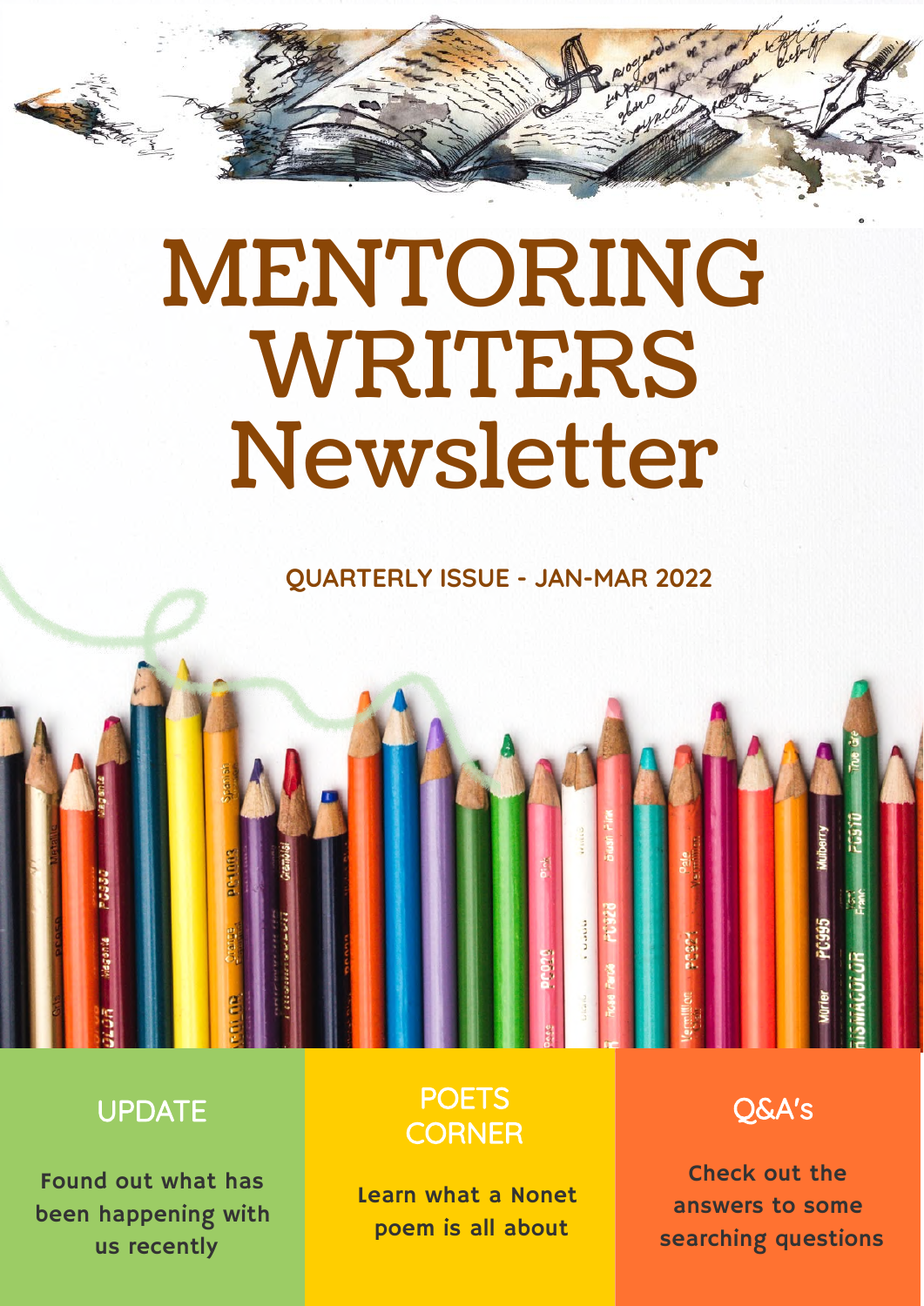# MENTORING WRITERS Newsletter

**QUARTERLY ISSUE - JAN-MAR 2022**

## UPDATE

**Found out what has been happening with us recently**

## POETS CORNER

**Learn what a Nonet poem is all about**

## Q&A's

**Check out the answers to some searching questions**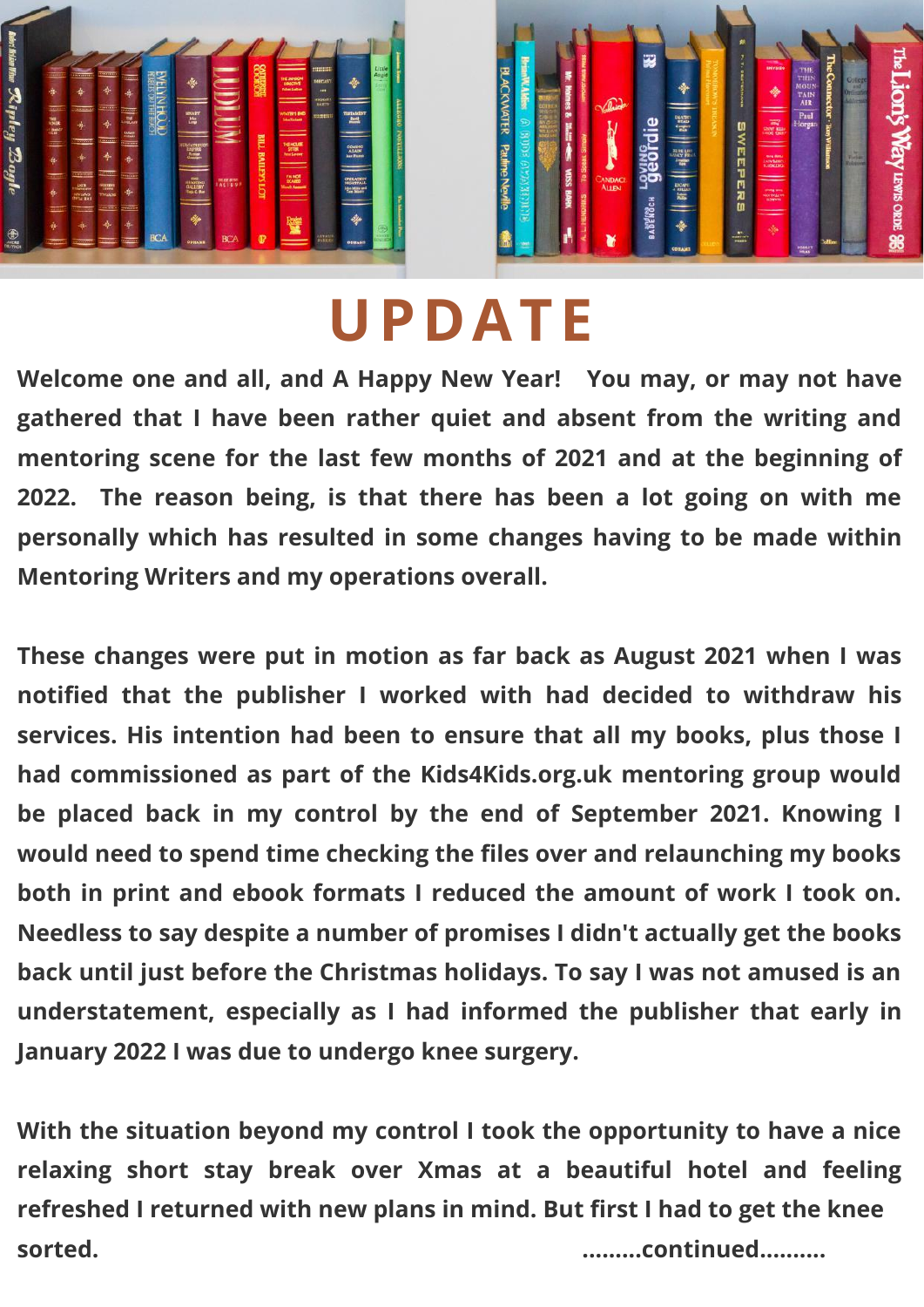# UPDATE

**Welcome one and all, and A Happy New Year! You may, or may not have gathered that I have been rather quiet and absent from the writing and mentoring scene for the last few months of 2021 and at the beginning of 2022. The reason being, is that there has been a lot going on with me personally which has resulted in some changes having to be made within Mentoring Writers and my operations overall.**

**These changes were put in motion as far back as August 2021 when I was notified that the publisher I worked with had decided to withdraw his services. His intention had been to ensure that all my books, plus those I had commissioned as part of the Kids4Kids.org.uk mentoring group would be placed back in my control by the end of September 2021. Knowing I would need to spend time checking the files over and relaunching my books both in print and ebook formats I reduced the amount of work I took on. Needless to say despite a number of promises I didn't actually get the books back until just before the Christmas holidays. To say I was not amused is an understatement, especially as I had informed the publisher that early in January 2022 I was due to undergo knee surgery.**

**With the situation beyond my control I took the opportunity to have a nice relaxing short stay break over Xmas at a beautiful hotel and feeling refreshed I returned with new plans in mind. But first I had to get the knee sorted.**

**.........continued..........**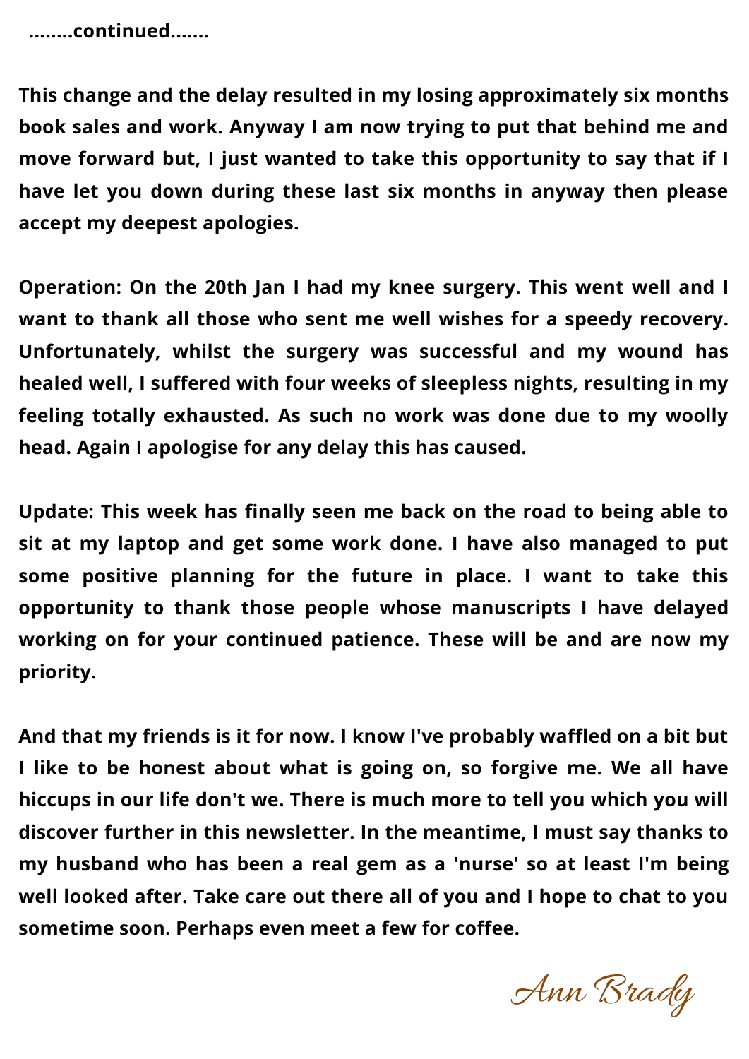**........continued.......**

**This change and the delay resulted in my losing approximately six months book sales and work. Anyway I am now trying to put that behind me and move forward but, I just wanted to take this opportunity to say that if I have let you down during these last six months in anyway then please accept my deepest apologies.**

**Operation: On the 20th Jan I had my knee surgery. This went well and I want to thank all those who sent me well wishes for a speedy recovery. Unfortunately, whilst the surgery was successful and my wound has healed well, I suffered with four weeks of sleepless nights, resulting in my feeling totally exhausted. As such no work was done due to my woolly head. Again I apologise for any delay this has caused.**

**Update: This week has finally seen me back on the road to being able to sit at my laptop and get some work done. I have also managed to put some positive planning for the future in place. I want to take this opportunity to thank those people whose manuscripts I have delayed working on for your continued patience. These will be and are now my priority.**

**And that my friends is it for now. I know I've probably waffled on a bit but I like to be honest about what is going on, so forgive me. We all have hiccups in our life don't we. There is much more to tell you which you will discover further in this newsletter. In the meantime, I must say thanks to my husband who has been a real gem as a 'nurse' so at least I'm being well looked after. Take care out there all of you and I hope to chat to you sometime soon. Perhaps even meet a few for coffee.**

*Ann Brady*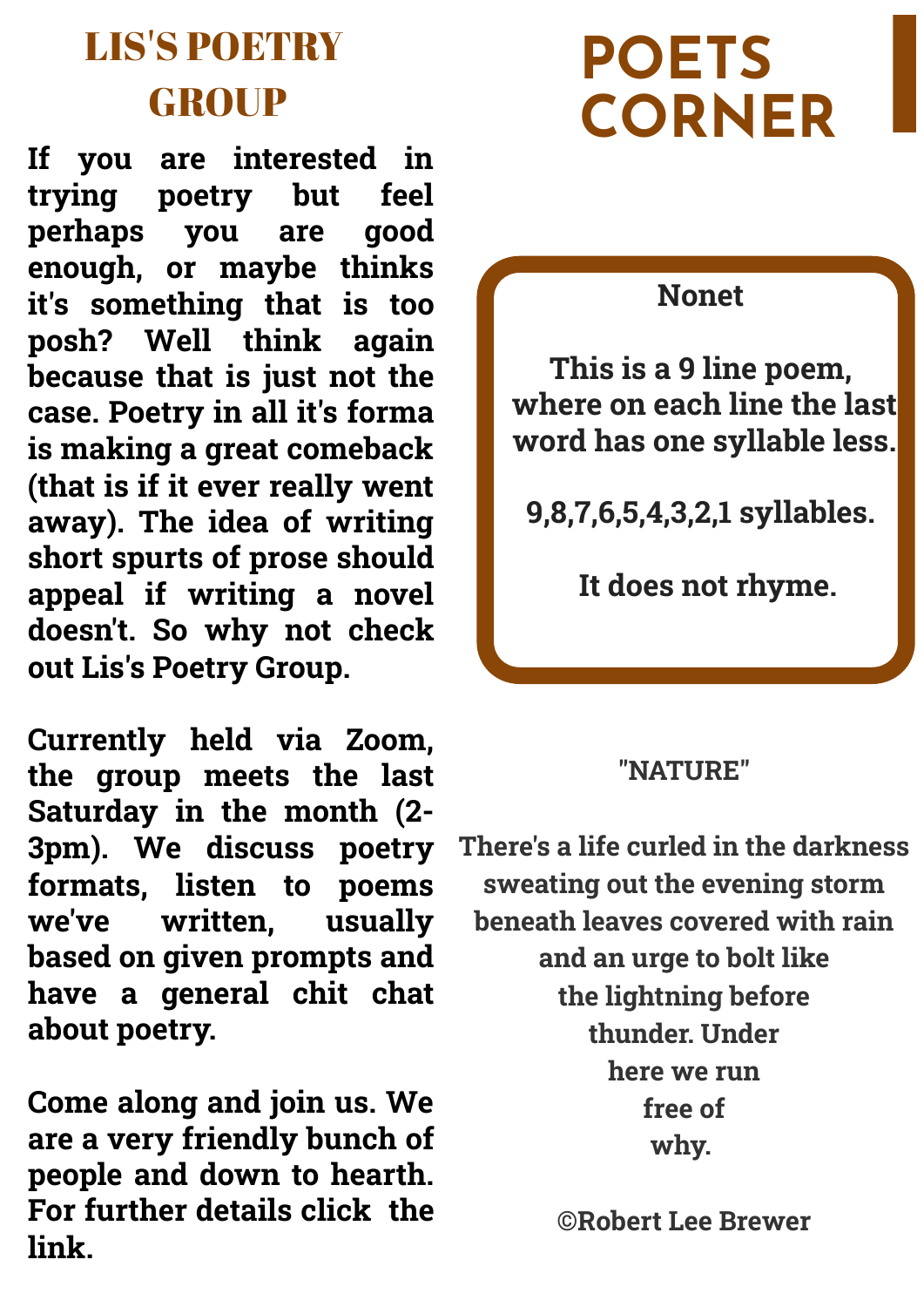# LIS'S POETRY GROUP

If you are interested in trying poetry but feel perhaps you are good enough, or maybe thinks it's something that is too posh? Well think again because that is just not the case. Poetry in all it's forma is making a great comeback (that is if it ever really went away). The idea of writing short spurts of prose should appeal if writing a novel doesn't. So why not check out Lis's Poetry Group.

Currently held via Zoom, the group meets the last Saturday in the month (2-3pm). We discuss poetry formats, listen to poems we've written, usually based on given prompts and have a general chit chat about poetry.

Come along and join us. We are a very friendly bunch of people and down to hearth. For further details click the link.

# POETS CORNER

**Nonet**

This is a 9 line poem, where on each line the last word has one syllable less.

9,8,7,6,5,4,3,2,1 syllables.

It does not rhyme.

"NATURE"

There's a life curled in the darkness
sweating out the evening storm
beneath leaves covered with rain
and an urge to bolt like
the lightning before
thunder. Under
here we run
free of
why.

©Robert Lee Brewer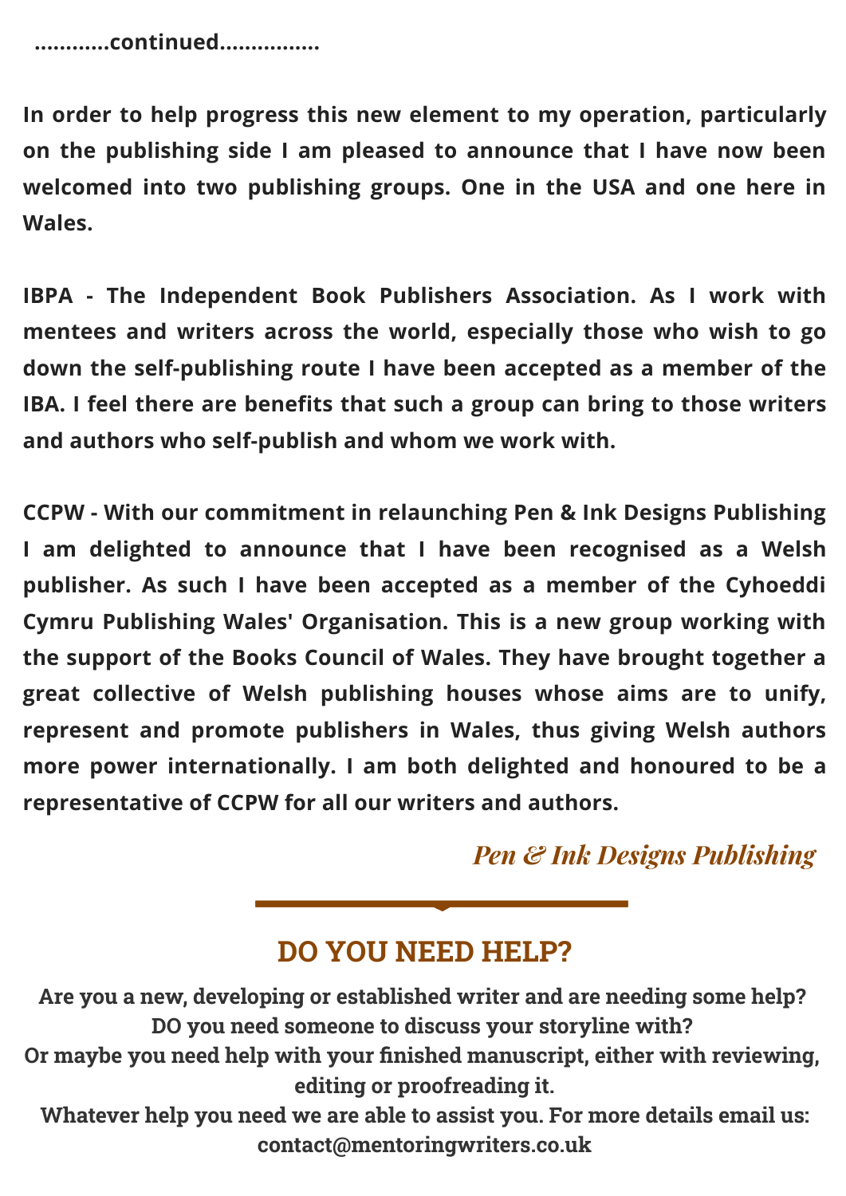**............continued................**

**In order to help progress this new element to my operation, particularly on the publishing side I am pleased to announce that I have now been welcomed into two publishing groups. One in the USA and one here in Wales.**

**IBPA - The Independent Book Publishers Association. As I work with mentees and writers across the world, especially those who wish to go down the self-publishing route I have been accepted as a member of the IBA. I feel there are benefits that such a group can bring to those writers and authors who self-publish and whom we work with.**

**CCPW - With our commitment in relaunching Pen & Ink Designs Publishing I am delighted to announce that I have been recognised as a Welsh publisher. As such I have been accepted as a member of the Cyhoeddi Cymru Publishing Wales' Organisation. This is a new group working with the support of the Books Council of Wales. They have brought together a great collective of Welsh publishing houses whose aims are to unify, represent and promote publishers in Wales, thus giving Welsh authors more power internationally. I am both delighted and honoured to be a representative of CCPW for all our writers and authors.**

*Pen & Ink Designs Publishing*

## DO YOU NEED HELP?

**Are you a new, developing or established writer and are needing some help?**
**DO you need someone to discuss your storyline with?**
**Or maybe you need help with your finished manuscript, either with reviewing, editing or proofreading it.**
**Whatever help you need we are able to assist you. For more details email us: contact@mentoringwriters.co.uk**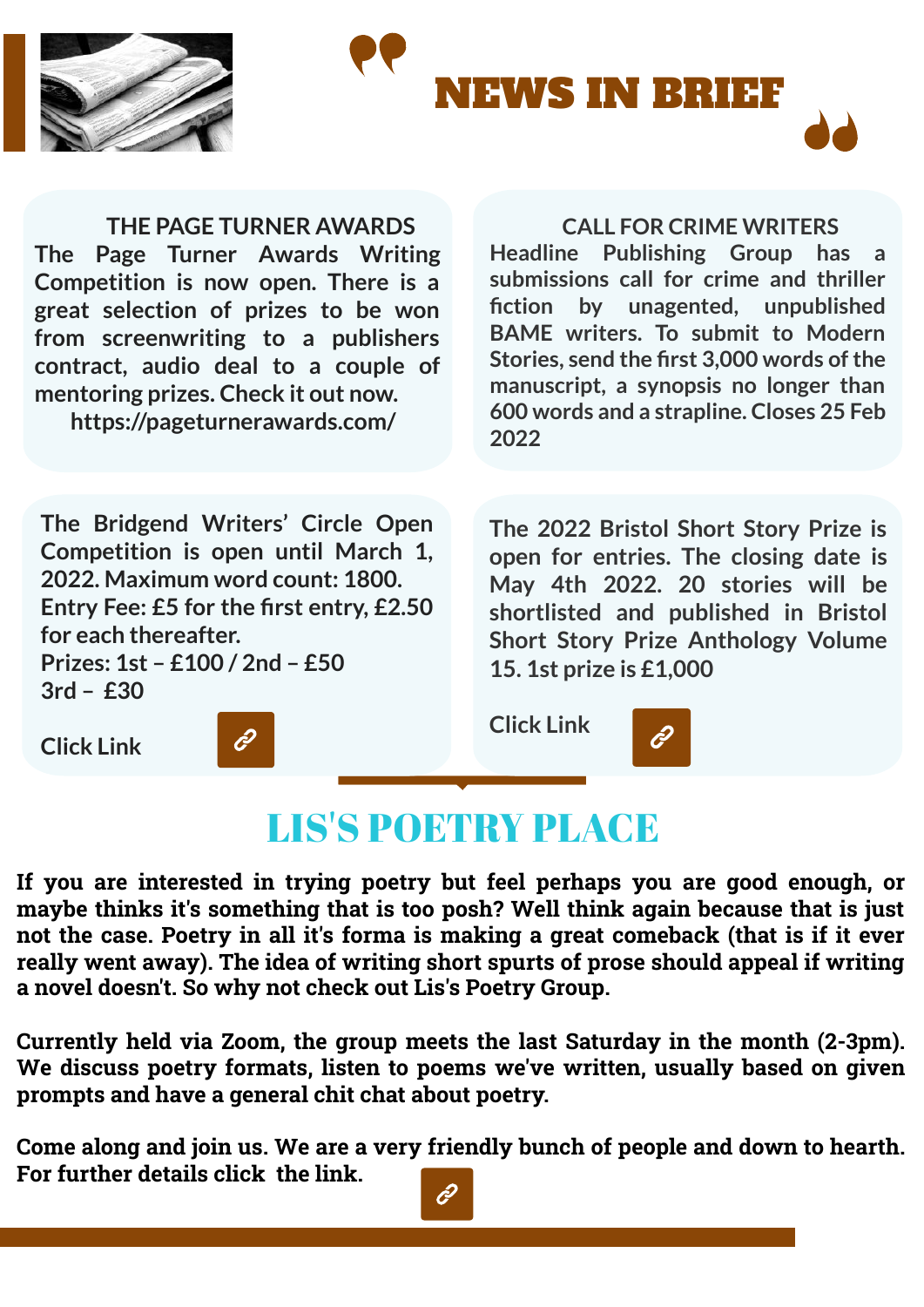# NEWS IN BRIEF

### THE PAGE TURNER AWARDS

The Page Turner Awards Writing Competition is now open. There is a great selection of prizes to be won from screenwriting to a publishers contract, audio deal to a couple of mentoring prizes. Check it out now.
https://pageturnerawards.com/

### CALL FOR CRIME WRITERS

Headline Publishing Group has a submissions call for crime and thriller fiction by unagented, unpublished BAME writers. To submit to Modern Stories, send the first 3,000 words of the manuscript, a synopsis no longer than 600 words and a strapline. Closes 25 Feb 2022

The Bridgend Writers' Circle Open Competition is open until March 1, 2022. Maximum word count: 1800.
Entry Fee: £5 for the first entry, £2.50 for each thereafter.
Prizes: 1st – £100 / 2nd – £50
3rd – £30

Click Link

The 2022 Bristol Short Story Prize is open for entries. The closing date is May 4th 2022. 20 stories will be shortlisted and published in Bristol Short Story Prize Anthology Volume 15. 1st prize is £1,000

Click Link

## LIS'S POETRY PLACE

**If you are interested in trying poetry but feel perhaps you are good enough, or maybe thinks it's something that is too posh? Well think again because that is just not the case. Poetry in all it's forma is making a great comeback (that is if it ever really went away). The idea of writing short spurts of prose should appeal if writing a novel doesn't. So why not check out Lis's Poetry Group.**

**Currently held via Zoom, the group meets the last Saturday in the month (2-3pm). We discuss poetry formats, listen to poems we've written, usually based on given prompts and have a general chit chat about poetry.**

**Come along and join us. We are a very friendly bunch of people and down to hearth. For further details click the link.**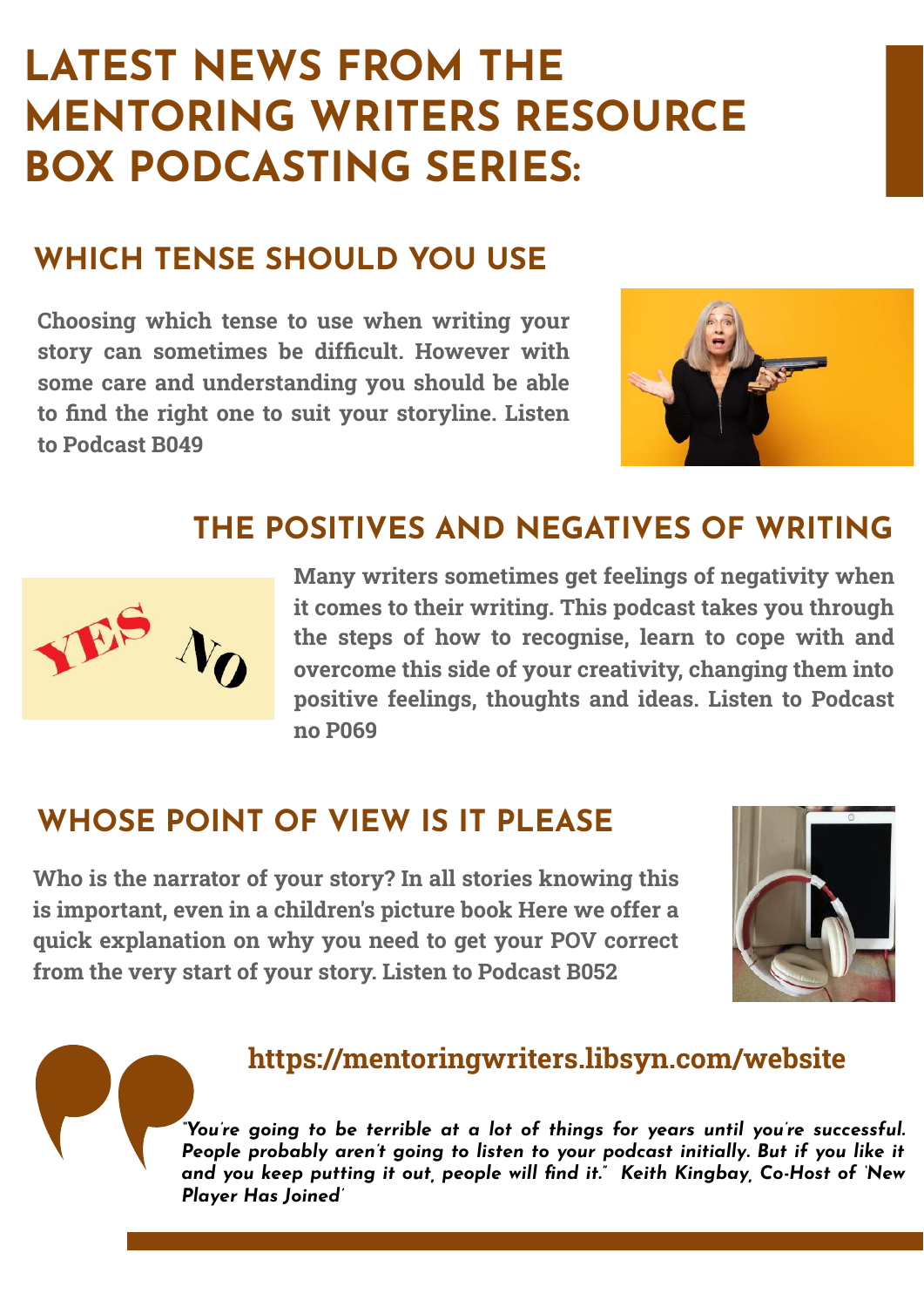# LATEST NEWS FROM THE MENTORING WRITERS RESOURCE BOX PODCASTING SERIES:

## WHICH TENSE SHOULD YOU USE

**Choosing which tense to use when writing your story can sometimes be difficult. However with some care and understanding you should be able to find the right one to suit your storyline. Listen to Podcast B049**

## THE POSITIVES AND NEGATIVES OF WRITING

**Many writers sometimes get feelings of negativity when it comes to their writing. This podcast takes you through the steps of how to recognise, learn to cope with and overcome this side of your creativity, changing them into positive feelings, thoughts and ideas. Listen to Podcast no P069**

## WHOSE POINT OF VIEW IS IT PLEASE

**Who is the narrator of your story? In all stories knowing this is important, even in a children's picture book Here we offer a quick explanation on why you need to get your POV correct from the very start of your story. Listen to Podcast B052**

**https://mentoringwriters.libsyn.com/website**

*"You're going to be terrible at a lot of things for years until you're successful. People probably aren't going to listen to your podcast initially. But if you like it and you keep putting it out, people will find it." Keith Kingbay, Co-Host of 'New Player Has Joined'*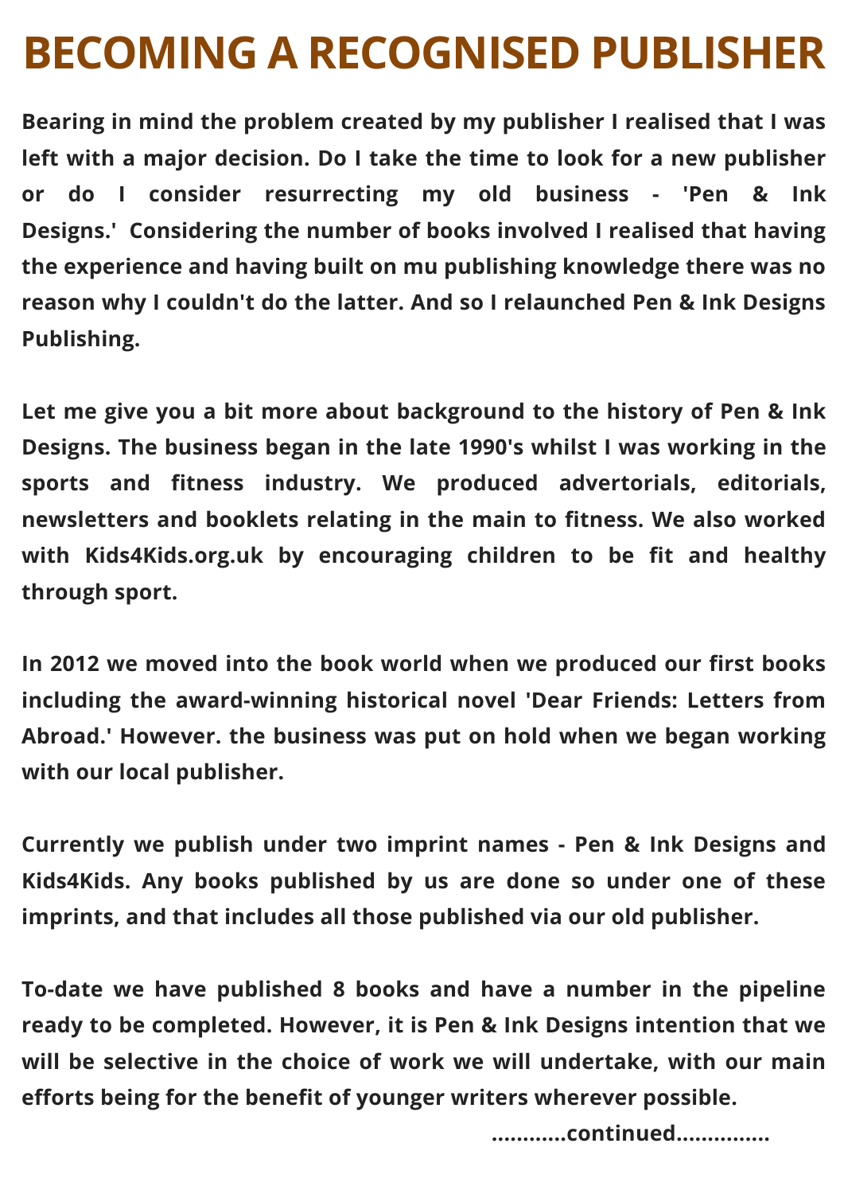# BECOMING A RECOGNISED PUBLISHER

**Bearing in mind the problem created by my publisher I realised that I was left with a major decision. Do I take the time to look for a new publisher or do I consider resurrecting my old business - 'Pen & Ink Designs.' Considering the number of books involved I realised that having the experience and having built on mu publishing knowledge there was no reason why I couldn't do the latter. And so I relaunched Pen & Ink Designs Publishing.**

**Let me give you a bit more about background to the history of Pen & Ink Designs. The business began in the late 1990's whilst I was working in the sports and fitness industry. We produced advertorials, editorials, newsletters and booklets relating in the main to fitness. We also worked with Kids4Kids.org.uk by encouraging children to be fit and healthy through sport.**

**In 2012 we moved into the book world when we produced our first books including the award-winning historical novel 'Dear Friends: Letters from Abroad.' However. the business was put on hold when we began working with our local publisher.**

**Currently we publish under two imprint names - Pen & Ink Designs and Kids4Kids. Any books published by us are done so under one of these imprints, and that includes all those published via our old publisher.**

**To-date we have published 8 books and have a number in the pipeline ready to be completed. However, it is Pen & Ink Designs intention that we will be selective in the choice of work we will undertake, with our main efforts being for the benefit of younger writers wherever possible.**

**............continued...............**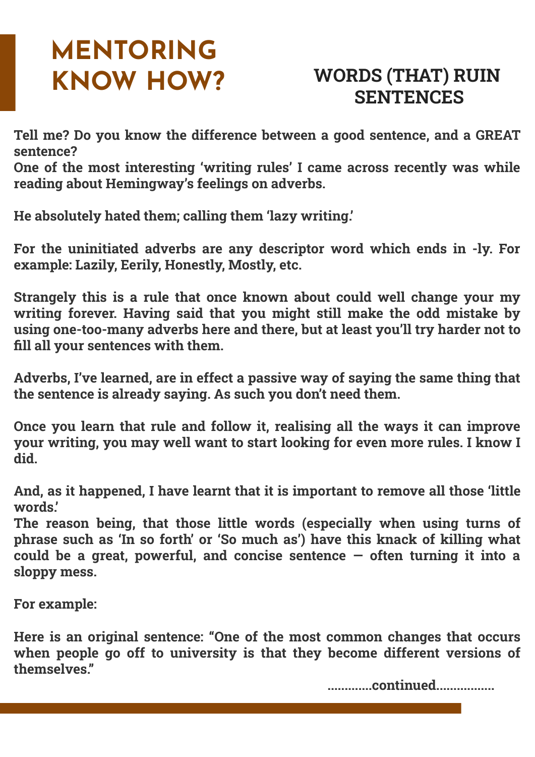# MENTORING KNOW HOW?

## WORDS (THAT) RUIN SENTENCES

**Tell me? Do you know the difference between a good sentence, and a GREAT sentence?**
**One of the most interesting ‘writing rules’ I came across recently was while reading about Hemingway’s feelings on adverbs.**

**He absolutely hated them; calling them ‘lazy writing.’**

**For the uninitiated adverbs are any descriptor word which ends in -ly. For example: Lazily, Eerily, Honestly, Mostly, etc.**

**Strangely this is a rule that once known about could well change your my writing forever. Having said that you might still make the odd mistake by using one-too-many adverbs here and there, but at least you’ll try harder not to fill all your sentences with them.**

**Adverbs, I’ve learned, are in effect a passive way of saying the same thing that the sentence is already saying. As such you don’t need them.**

**Once you learn that rule and follow it, realising all the ways it can improve your writing, you may well want to start looking for even more rules. I know I did.**

**And, as it happened, I have learnt that it is important to remove all those ‘little words.’**
**The reason being, that those little words (especially when using turns of phrase such as ‘In so forth’ or ‘So much as’) have this knack of killing what could be a great, powerful, and concise sentence — often turning it into a sloppy mess.**

**For example:**

**Here is an original sentence: “One of the most common changes that occurs when people go off to university is that they become different versions of themselves.”**

**.............continued.................**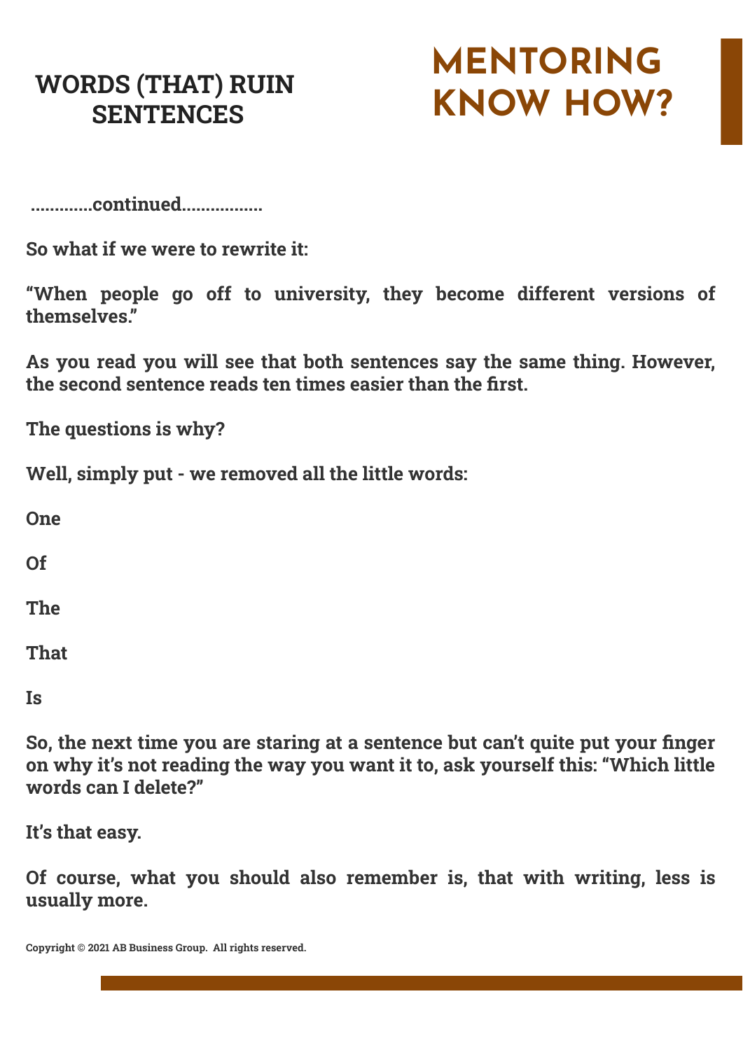# WORDS (THAT) RUIN SENTENCES

# MENTORING KNOW HOW?

.............continued.................

So what if we were to rewrite it:

“When people go off to university, they become different versions of themselves.”

As you read you will see that both sentences say the same thing. However, the second sentence reads ten times easier than the first.

The questions is why?

Well, simply put - we removed all the little words:

One

Of

The

That

Is

So, the next time you are staring at a sentence but can’t quite put your finger on why it’s not reading the way you want it to, ask yourself this: “Which little words can I delete?”

It’s that easy.

Of course, what you should also remember is, that with writing, less is usually more.

Copyright © 2021 AB Business Group. All rights reserved.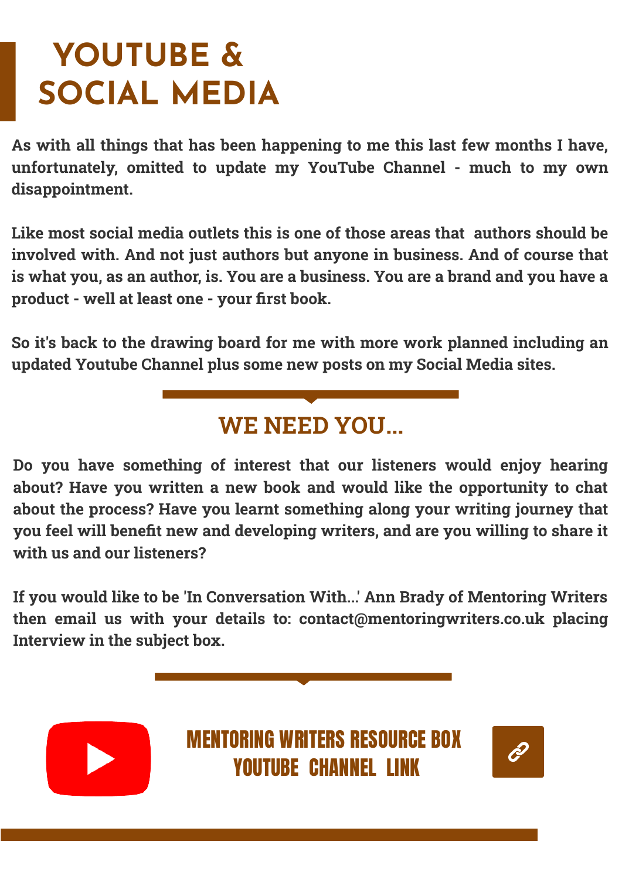# YOUTUBE & SOCIAL MEDIA

As with all things that has been happening to me this last few months I have, unfortunately, omitted to update my YouTube Channel - much to my own disappointment.

Like most social media outlets this is one of those areas that authors should be involved with. And not just authors but anyone in business. And of course that is what you, as an author, is. You are a business. You are a brand and you have a product - well at least one - your first book.

So it's back to the drawing board for me with more work planned including an updated Youtube Channel plus some new posts on my Social Media sites.

## WE NEED YOU...

Do you have something of interest that our listeners would enjoy hearing about? Have you written a new book and would like the opportunity to chat about the process? Have you learnt something along your writing journey that you feel will benefit new and developing writers, and are you willing to share it with us and our listeners?

If you would like to be 'In Conversation With...' Ann Brady of Mentoring Writers then email us with your details to: contact@mentoringwriters.co.uk placing Interview in the subject box.

MENTORING WRITERS RESOURCE BOX YOUTUBE CHANNEL LINK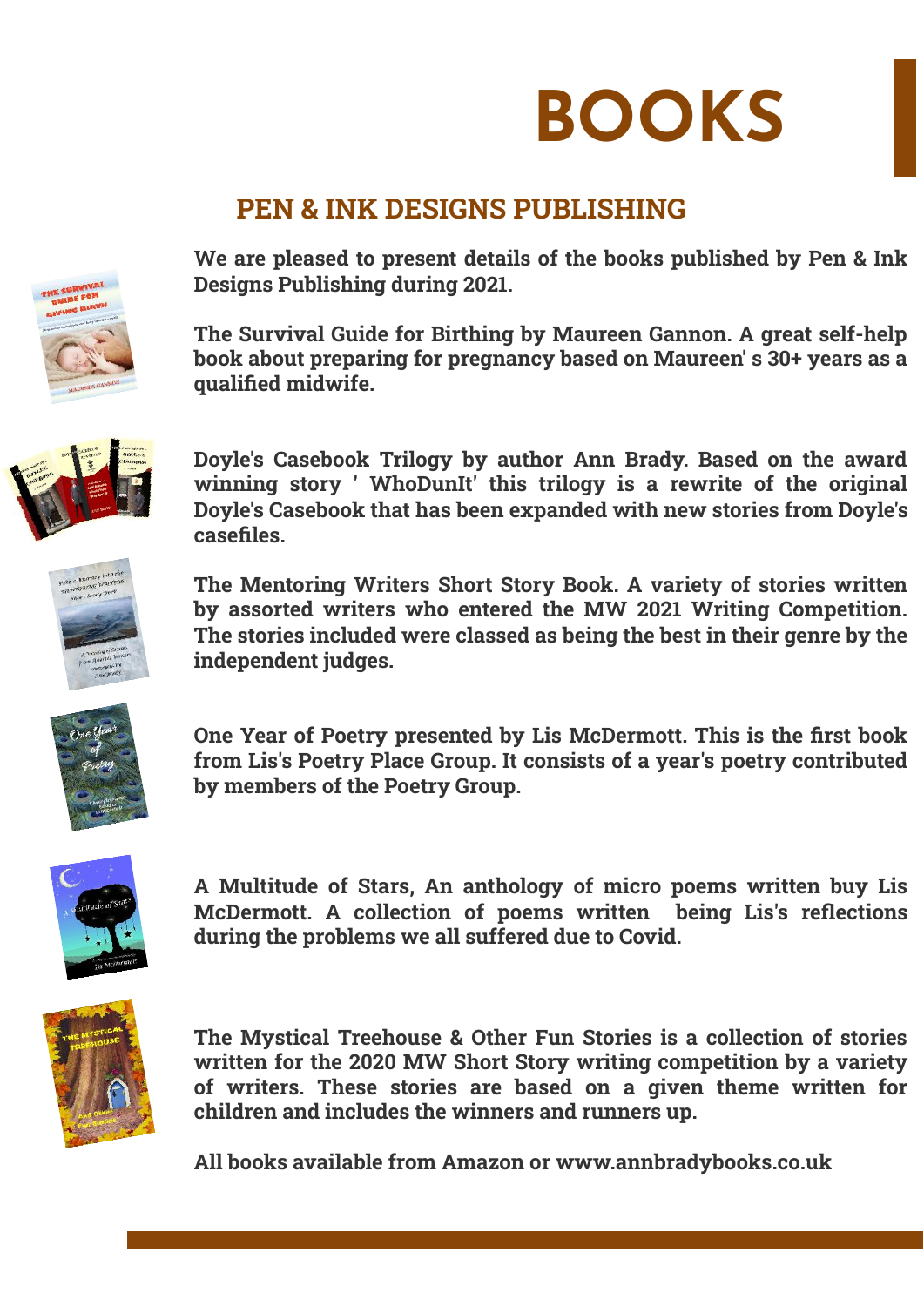# BOOKS

## PEN & INK DESIGNS PUBLISHING

**We are pleased to present details of the books published by Pen & Ink Designs Publishing during 2021.**

**The Survival Guide for Birthing by Maureen Gannon. A great self-help book about preparing for pregnancy based on Maureen' s 30+ years as a qualified midwife.**

**Doyle's Casebook Trilogy by author Ann Brady. Based on the award winning story ' WhoDunIt' this trilogy is a rewrite of the original Doyle's Casebook that has been expanded with new stories from Doyle's casefiles.**

**The Mentoring Writers Short Story Book. A variety of stories written by assorted writers who entered the MW 2021 Writing Competition. The stories included were classed as being the best in their genre by the independent judges.**

**One Year of Poetry presented by Lis McDermott. This is the first book from Lis's Poetry Place Group. It consists of a year's poetry contributed by members of the Poetry Group.**

**A Multitude of Stars, An anthology of micro poems written buy Lis McDermott. A collection of poems written being Lis's reflections during the problems we all suffered due to Covid.**

**The Mystical Treehouse & Other Fun Stories is a collection of stories written for the 2020 MW Short Story writing competition by a variety of writers. These stories are based on a given theme written for children and includes the winners and runners up.**

**All books available from Amazon or www.annbradybooks.co.uk**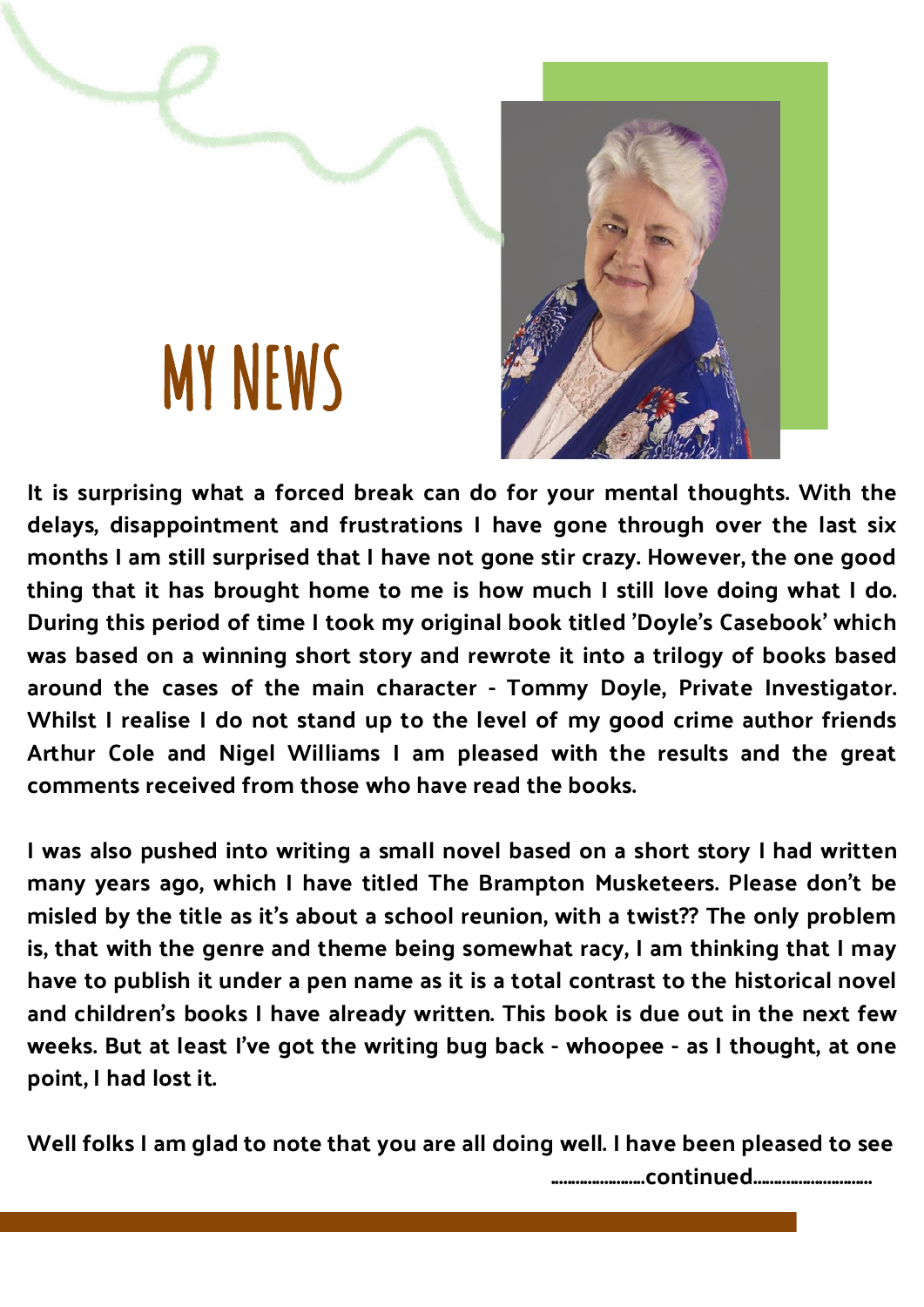# MY NEWS

**It is surprising what a forced break can do for your mental thoughts. With the delays, disappointment and frustrations I have gone through over the last six months I am still surprised that I have not gone stir crazy. However, the one good thing that it has brought home to me is how much I still love doing what I do. During this period of time I took my original book titled 'Doyle's Casebook' which was based on a winning short story and rewrote it into a trilogy of books based around the cases of the main character - Tommy Doyle, Private Investigator. Whilst I realise I do not stand up to the level of my good crime author friends Arthur Cole and Nigel Williams I am pleased with the results and the great comments received from those who have read the books.**

**I was also pushed into writing a small novel based on a short story I had written many years ago, which I have titled The Brampton Musketeers. Please don't be misled by the title as it's about a school reunion, with a twist?? The only problem is, that with the genre and theme being somewhat racy, I am thinking that I may have to publish it under a pen name as it is a total contrast to the historical novel and children's books I have already written. This book is due out in the next few weeks. But at least I've got the writing bug back - whoopee - as I thought, at one point, I had lost it.**

**Well folks I am glad to note that you are all doing well. I have been pleased to see**

**.......................continued............................**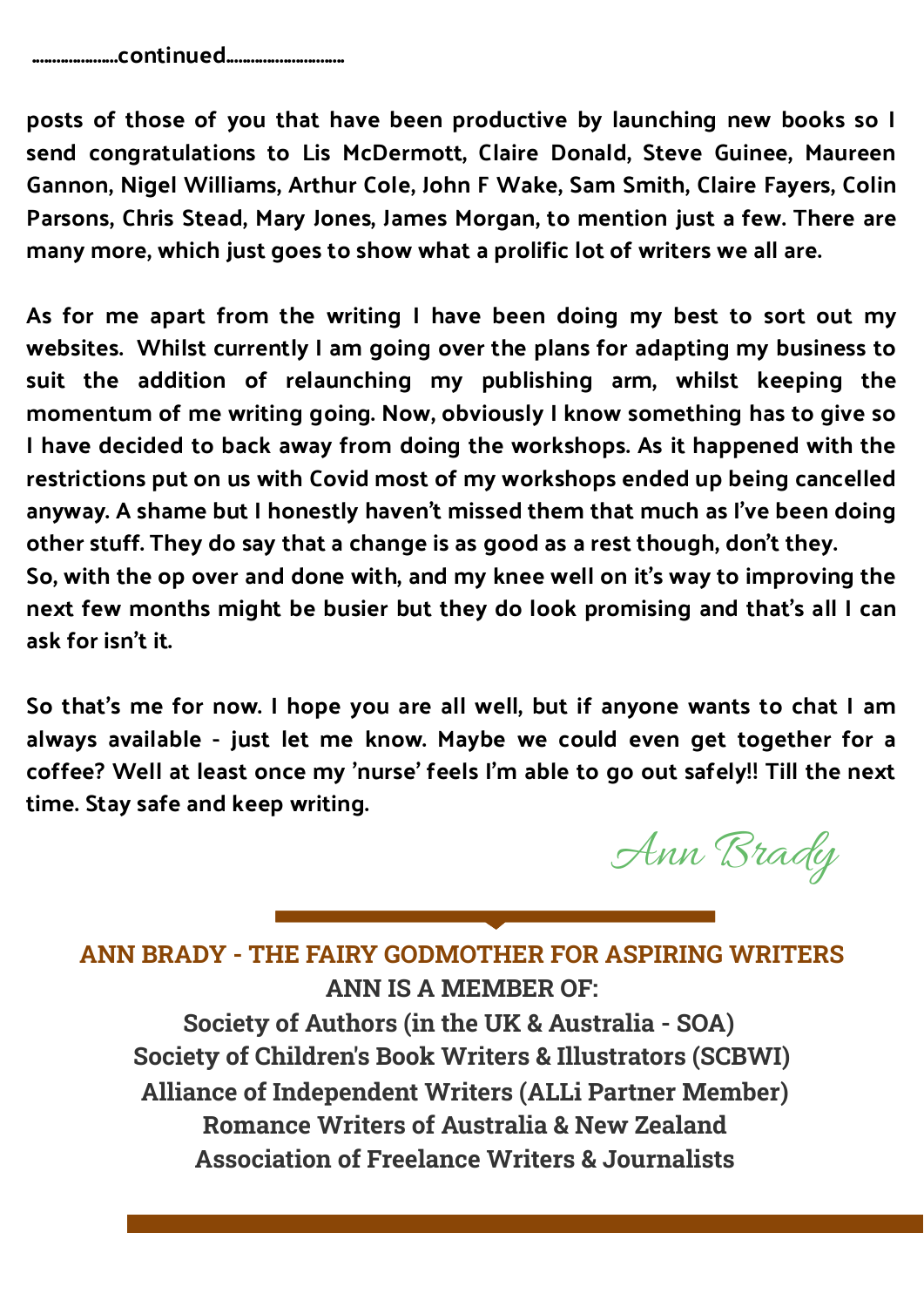....................continued............................

posts of those of you that have been productive by launching new books so I send congratulations to Lis McDermott, Claire Donald, Steve Guinee, Maureen Gannon, Nigel Williams, Arthur Cole, John F Wake, Sam Smith, Claire Fayers, Colin Parsons, Chris Stead, Mary Jones, James Morgan, to mention just a few. There are many more, which just goes to show what a prolific lot of writers we all are.

As for me apart from the writing I have been doing my best to sort out my websites. Whilst currently I am going over the plans for adapting my business to suit the addition of relaunching my publishing arm, whilst keeping the momentum of me writing going. Now, obviously I know something has to give so I have decided to back away from doing the workshops. As it happened with the restrictions put on us with Covid most of my workshops ended up being cancelled anyway. A shame but I honestly haven't missed them that much as I've been doing other stuff. They do say that a change is as good as a rest though, don't they.
So, with the op over and done with, and my knee well on it's way to improving the next few months might be busier but they do look promising and that's all I can ask for isn't it.

So that's me for now. I hope you are all well, but if anyone wants to chat I am always available - just let me know. Maybe we could even get together for a coffee? Well at least once my 'nurse' feels I'm able to go out safely!! Till the next time. Stay safe and keep writing.

*Ann Brady*

**ANN BRADY - THE FAIRY GODMOTHER FOR ASPIRING WRITERS**

**ANN IS A MEMBER OF:**

Society of Authors (in the UK & Australia - SOA)
Society of Children's Book Writers & Illustrators (SCBWI)
Alliance of Independent Writers (ALLi Partner Member)
Romance Writers of Australia & New Zealand
Association of Freelance Writers & Journalists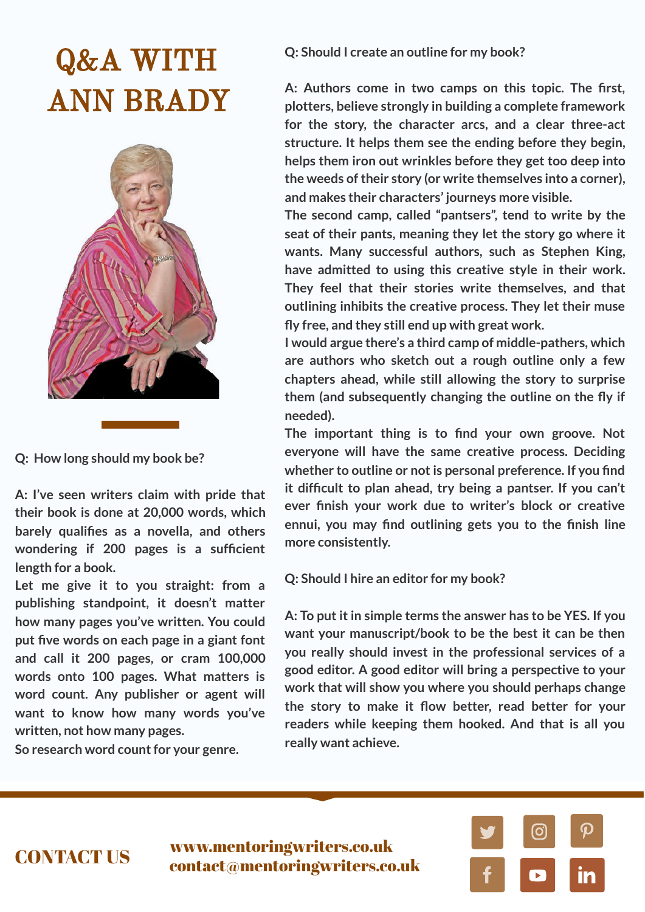# Q&A WITH ANN BRADY

**Q: How long should my book be?**

A: I've seen writers claim with pride that their book is done at 20,000 words, which barely qualifies as a novella, and others wondering if 200 pages is a sufficient length for a book.

Let me give it to you straight: from a publishing standpoint, it doesn't matter how many pages you've written. You could put five words on each page in a giant font and call it 200 pages, or cram 100,000 words onto 100 pages. What matters is word count. Any publisher or agent will want to know how many words you've written, not how many pages.

So research word count for your genre.

**Q: Should I create an outline for my book?**

A: Authors come in two camps on this topic. The first, plotters, believe strongly in building a complete framework for the story, the character arcs, and a clear three-act structure. It helps them see the ending before they begin, helps them iron out wrinkles before they get too deep into the weeds of their story (or write themselves into a corner), and makes their characters' journeys more visible.

The second camp, called "pantsers", tend to write by the seat of their pants, meaning they let the story go where it wants. Many successful authors, such as Stephen King, have admitted to using this creative style in their work. They feel that their stories write themselves, and that outlining inhibits the creative process. They let their muse fly free, and they still end up with great work.

I would argue there's a third camp of middle-pathers, which are authors who sketch out a rough outline only a few chapters ahead, while still allowing the story to surprise them (and subsequently changing the outline on the fly if needed).

The important thing is to find your own groove. Not everyone will have the same creative process. Deciding whether to outline or not is personal preference. If you find it difficult to plan ahead, try being a pantser. If you can't ever finish your work due to writer's block or creative ennui, you may find outlining gets you to the finish line more consistently.

**Q: Should I hire an editor for my book?**

A: To put it in simple terms the answer has to be YES. If you want your manuscript/book to be the best it can be then you really should invest in the professional services of a good editor. A good editor will bring a perspective to your work that will show you where you should perhaps change the story to make it flow better, read better for your readers while keeping them hooked. And that is all you really want achieve.

## CONTACT US

www.mentoringwriters.co.uk
contact@mentoringwriters.co.uk